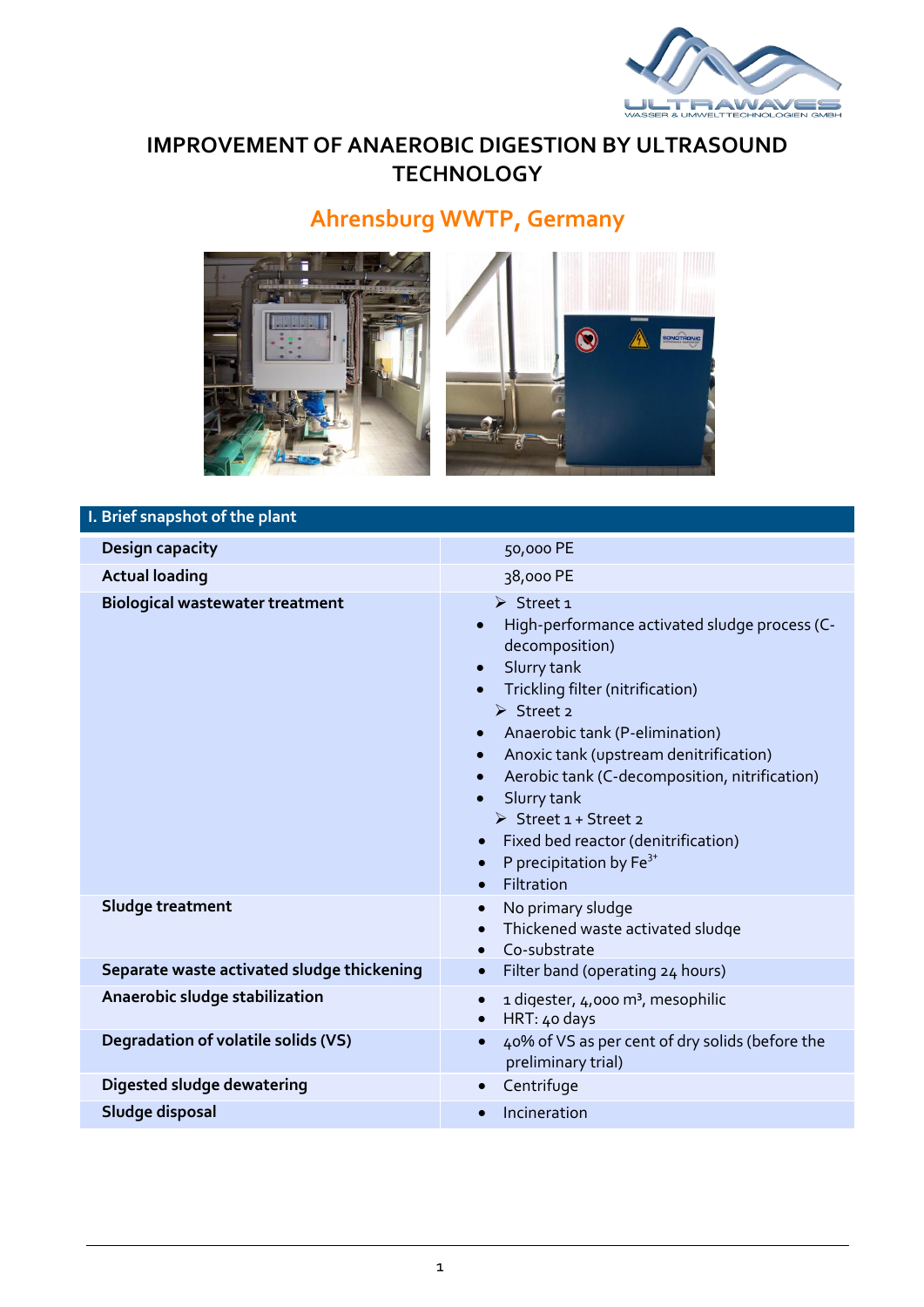# IMPROVEMENT OF ANAEROBIC DIGESTION BY ULTRASOUND TECHNOLOGY

## Ahrensburg WWTP, Germany

| I. Brief snapshot of the plant | |
|---|---|
| **Design capacity** | 50,000 PE |
| **Actual loading** | 38,000 PE |
| **Biological wastewater treatment** | ➢ Street 1<br>• High-performance activated sludge process (C-decomposition)<br>• Slurry tank<br>• Trickling filter (nitrification)<br>➢ Street 2<br>• Anaerobic tank (P-elimination)<br>• Anoxic tank (upstream denitrification)<br>• Aerobic tank (C-decomposition, nitrification)<br>• Slurry tank<br>➢ Street 1 + Street 2<br>• Fixed bed reactor (denitrification)<br>• P precipitation by $Fe^{3+}$<br>• Filtration |
| **Sludge treatment** | • No primary sludge<br>• Thickened waste activated sludge<br>• Co-substrate |
| **Separate waste activated sludge thickening** | • Filter band (operating 24 hours) |
| **Anaerobic sludge stabilization** | • 1 digester, 4,000 m³, mesophilic<br>• HRT: 40 days |
| **Degradation of volatile solids (VS)** | • 40% of VS as per cent of dry solids (before the preliminary trial) |
| **Digested sludge dewatering** | • Centrifuge |
| **Sludge disposal** | • Incineration |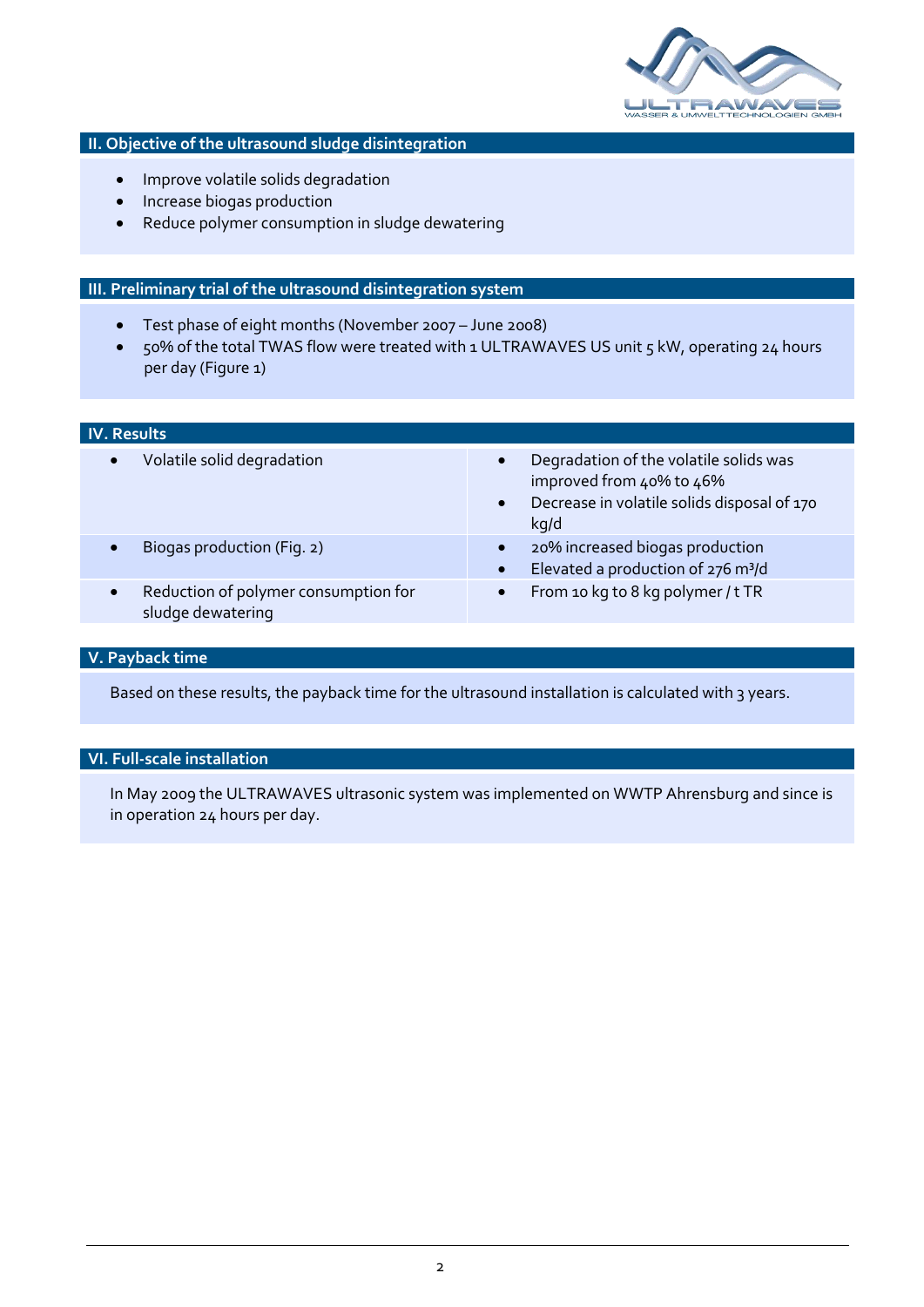## II. Objective of the ultrasound sludge disintegration

- Improve volatile solids degradation
- Increase biogas production
- Reduce polymer consumption in sludge dewatering

## III. Preliminary trial of the ultrasound disintegration system

- Test phase of eight months (November 2007 – June 2008)
- 50% of the total TWAS flow were treated with 1 ULTRAWAVES US unit 5 kW, operating 24 hours per day (Figure 1)

## IV. Results

| | |
|---|---|
| • Volatile solid degradation | • Degradation of the volatile solids was improved from 40% to 46%<br>• Decrease in volatile solids disposal of 170 kg/d |
| • Biogas production (Fig. 2) | • 20% increased biogas production<br>• Elevated a production of 276 m³/d |
| • Reduction of polymer consumption for sludge dewatering | • From 10 kg to 8 kg polymer / t TR |

## V. Payback time

Based on these results, the payback time for the ultrasound installation is calculated with 3 years.

## VI. Full-scale installation

In May 2009 the ULTRAWAVES ultrasonic system was implemented on WWTP Ahrensburg and since is in operation 24 hours per day.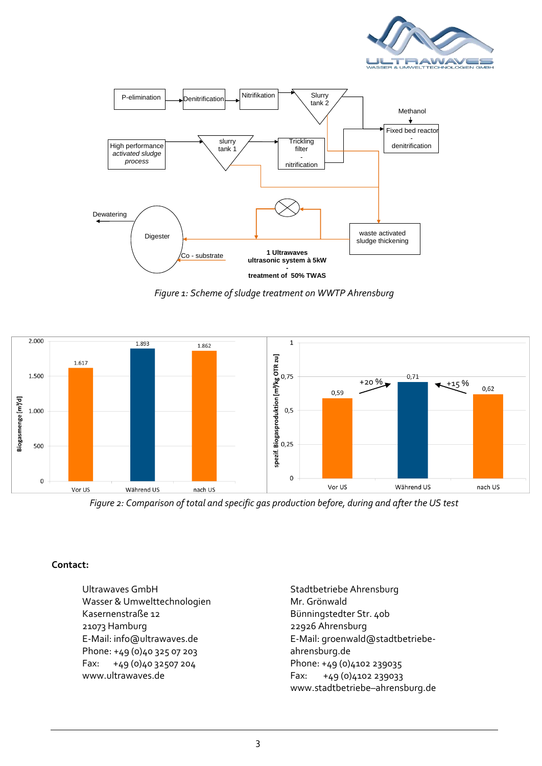P-elimination

Denitrification

Nitrifikation

Slurry tank 2

Methanol

Fixed bed reactor - denitrification

High performance activated sludge process

slurry tank 1

Trickling filter - nitrification

Dewatering

Digester

Co - substrate

1 Ultrawaves ultrasonic system à 5kW - treatment of 50% TWAS

waste activated sludge thickening

*Figure 1: Scheme of sludge treatment on WWTP Ahrensburg*

Biogasmenge [m³/d]

2.000

1.500

1.000

500

0

1.617

1.893

1.862

Vor US

Während US

nach US

spezif. Biogasproduktion [m³/kg OTR zu]

1

0,75

0,5

0,25

0

0,59

0,71

0,62

+20 %

+15 %

Vor US

Während US

nach US

*Figure 2: Comparison of total and specific gas production before, during and after the US test*

**Contact:**

Ultrawaves GmbH
Wasser & Umwelttechnologien
Kasernenstraße 12
21073 Hamburg
E-Mail: info@ultrawaves.de
Phone: +49 (0)40 325 07 203
Fax: +49 (0)40 32507 204
www.ultrawaves.de

Stadtbetriebe Ahrensburg
Mr. Grönwald
Bünningstedter Str. 40b
22926 Ahrensburg
E-Mail: groenwald@stadtbetriebe-ahrensburg.de
Phone: +49 (0)4102 239035
Fax: +49 (0)4102 239033
www.stadtbetriebe–ahrensburg.de